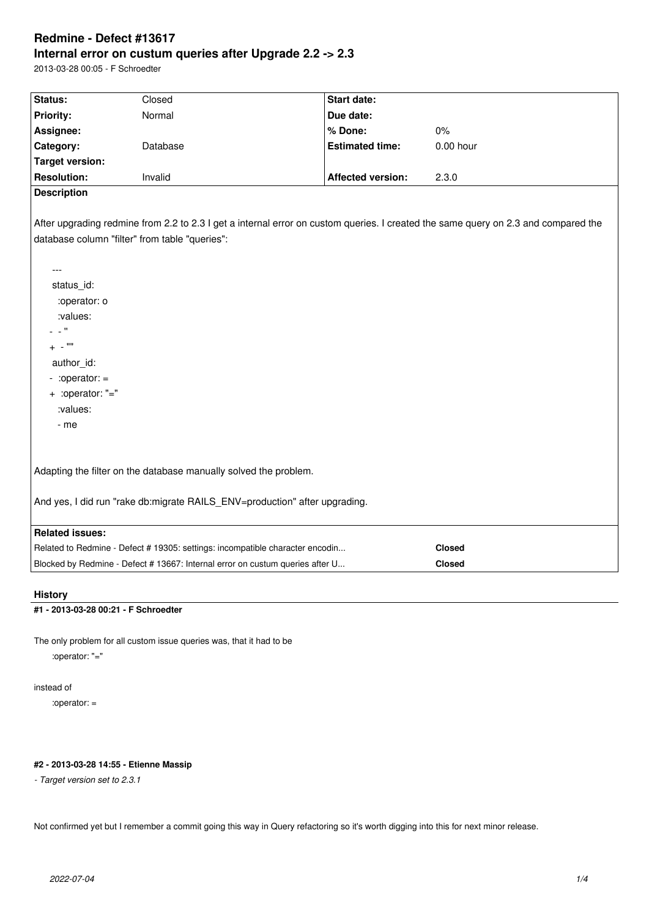# Redmine - Defect #13617

## Internal error on custum queries after Upgrade 2.2 -> 2.3

2013-03-28 00:05 - F Schroedter

| Status: | Closed | Start date: | |
|---|---|---|---|
| Priority: | Normal | Due date: | |
| Assignee: | | % Done: | 0% |
| Category: | Database | Estimated time: | 0.00 hour |
| Target version: | | | |
| Resolution: | Invalid | Affected version: | 2.3.0 |

**Description**

After upgrading redmine from 2.2 to 2.3 I get a internal error on custom queries. I created the same query on 2.3 and compared the database column "filter" from table "queries":

```
 ---
 status_id:
   :operator: o
   :values:
-  - ''
+  - ""
 author_id:
-  :operator: =
+  :operator: "="
   :values:
   - me
```

Adapting the filter on the database manually solved the problem.

And yes, I did run "rake db:migrate RAILS_ENV=production" after upgrading.

**Related issues:**

| | |
|---|---|
| Related to Redmine - Defect # 19305: settings: incompatible character encodin... | **Closed** |
| Blocked by Redmine - Defect # 13667: Internal error on custum queries after U... | **Closed** |

## History

#### #1 - 2013-03-28 00:21 - F Schroedter

The only problem for all custom issue queries was, that it had to be

```
:operator: "="
```

instead of

```
:operator: =
```

#### #2 - 2013-03-28 14:55 - Etienne Massip

*- Target version set to 2.3.1*

Not confirmed yet but I remember a commit going this way in Query refactoring so it's worth digging into this for next minor release.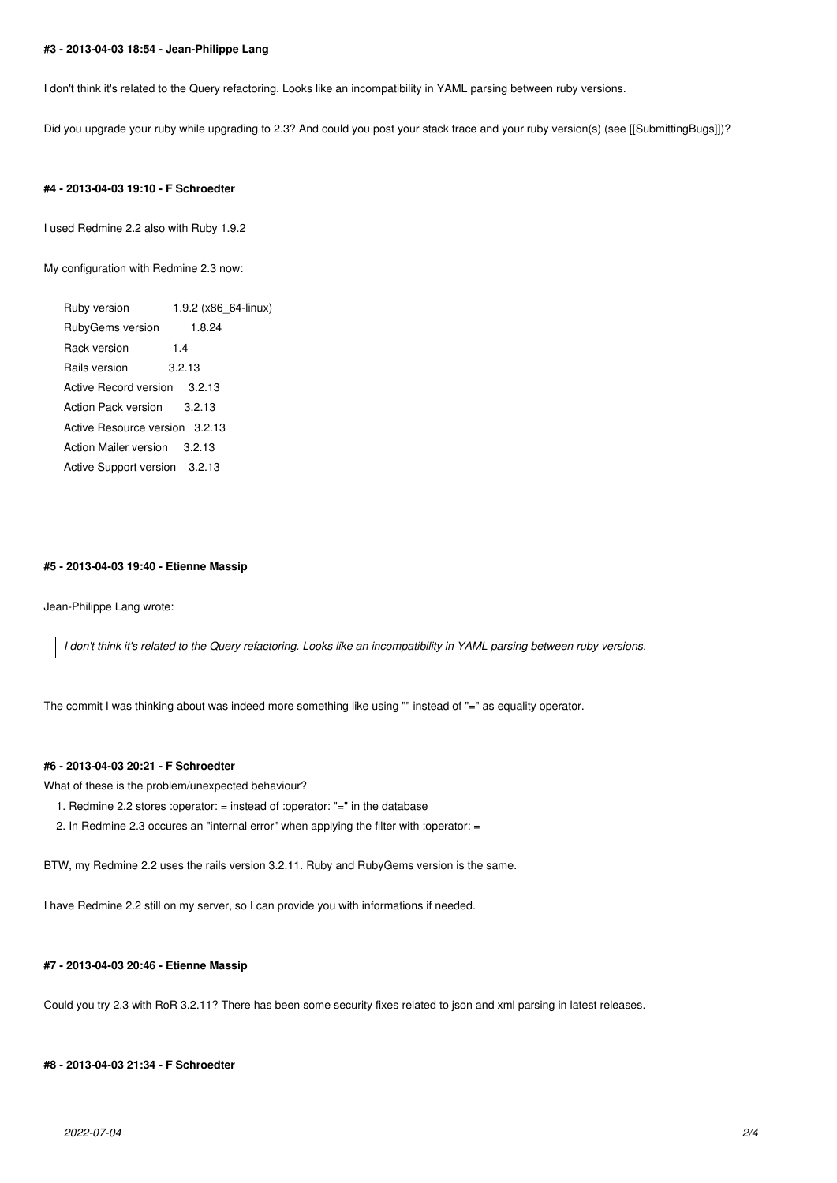#### #3 - 2013-04-03 18:54 - Jean-Philippe Lang

I don't think it's related to the Query refactoring. Looks like an incompatibility in YAML parsing between ruby versions.

Did you upgrade your ruby while upgrading to 2.3? And could you post your stack trace and your ruby version(s) (see [[SubmittingBugs]])?

#### #4 - 2013-04-03 19:10 - F Schroedter

I used Redmine 2.2 also with Ruby 1.9.2

My configuration with Redmine 2.3 now:

```
Ruby version              1.9.2 (x86_64-linux)
RubyGems version          1.8.24
Rack version              1.4
Rails version             3.2.13
Active Record version     3.2.13
Action Pack version       3.2.13
Active Resource version   3.2.13
Action Mailer version     3.2.13
Active Support version    3.2.13
```

#### #5 - 2013-04-03 19:40 - Etienne Massip

Jean-Philippe Lang wrote:

> *I don't think it's related to the Query refactoring. Looks like an incompatibility in YAML parsing between ruby versions.*

The commit I was thinking about was indeed more something like using "" instead of "=" as equality operator.

#### #6 - 2013-04-03 20:21 - F Schroedter

What of these is the problem/unexpected behaviour?

1. Redmine 2.2 stores :operator: = instead of :operator: "=" in the database
2. In Redmine 2.3 occures an "internal error" when applying the filter with :operator: =

BTW, my Redmine 2.2 uses the rails version 3.2.11. Ruby and RubyGems version is the same.

I have Redmine 2.2 still on my server, so I can provide you with informations if needed.

#### #7 - 2013-04-03 20:46 - Etienne Massip

Could you try 2.3 with RoR 3.2.11? There has been some security fixes related to json and xml parsing in latest releases.

#### #8 - 2013-04-03 21:34 - F Schroedter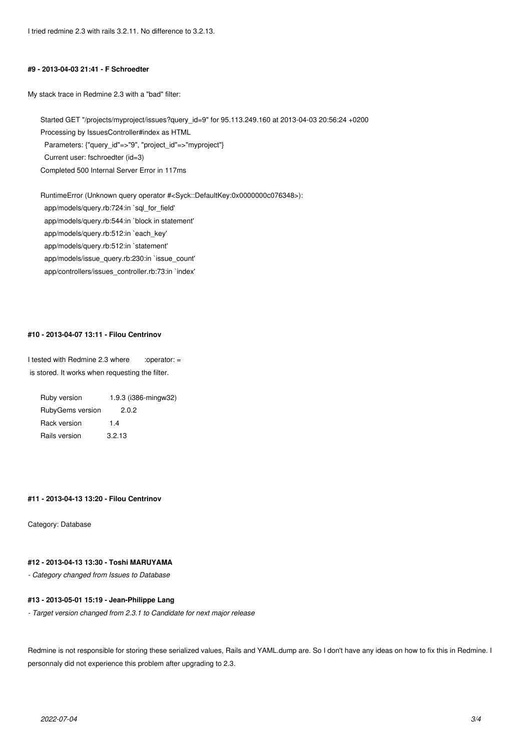I tried redmine 2.3 with rails 3.2.11. No difference to 3.2.13.

#### #9 - 2013-04-03 21:41 - F Schroedter

My stack trace in Redmine 2.3 with a "bad" filter:

```
Started GET "/projects/myproject/issues?query_id=9" for 95.113.249.160 at 2013-04-03 20:56:24 +0200
Processing by IssuesController#index as HTML
  Parameters: {"query_id"=>"9", "project_id"=>"myproject"}
  Current user: fschroedter (id=3)
Completed 500 Internal Server Error in 117ms

RuntimeError (Unknown query operator #<Syck::DefaultKey:0x0000000c076348>):
  app/models/query.rb:724:in `sql_for_field'
  app/models/query.rb:544:in `block in statement'
  app/models/query.rb:512:in `each_key'
  app/models/query.rb:512:in `statement'
  app/models/issue_query.rb:230:in `issue_count'
  app/controllers/issues_controller.rb:73:in `index'
```

#### #10 - 2013-04-07 13:11 - Filou Centrinov

I tested with Redmine 2.3 where `:operator: =` is stored. It works when requesting the filter.

```
Ruby version        1.9.3 (i386-mingw32)
RubyGems version    2.0.2
Rack version        1.4
Rails version       3.2.13
```

#### #11 - 2013-04-13 13:20 - Filou Centrinov

Category: Database

#### #12 - 2013-04-13 13:30 - Toshi MARUYAMA

*- Category changed from Issues to Database*

#### #13 - 2013-05-01 15:19 - Jean-Philippe Lang

*- Target version changed from 2.3.1 to Candidate for next major release*

Redmine is not responsible for storing these serialized values, Rails and YAML.dump are. So I don't have any ideas on how to fix this in Redmine. I personnaly did not experience this problem after upgrading to 2.3.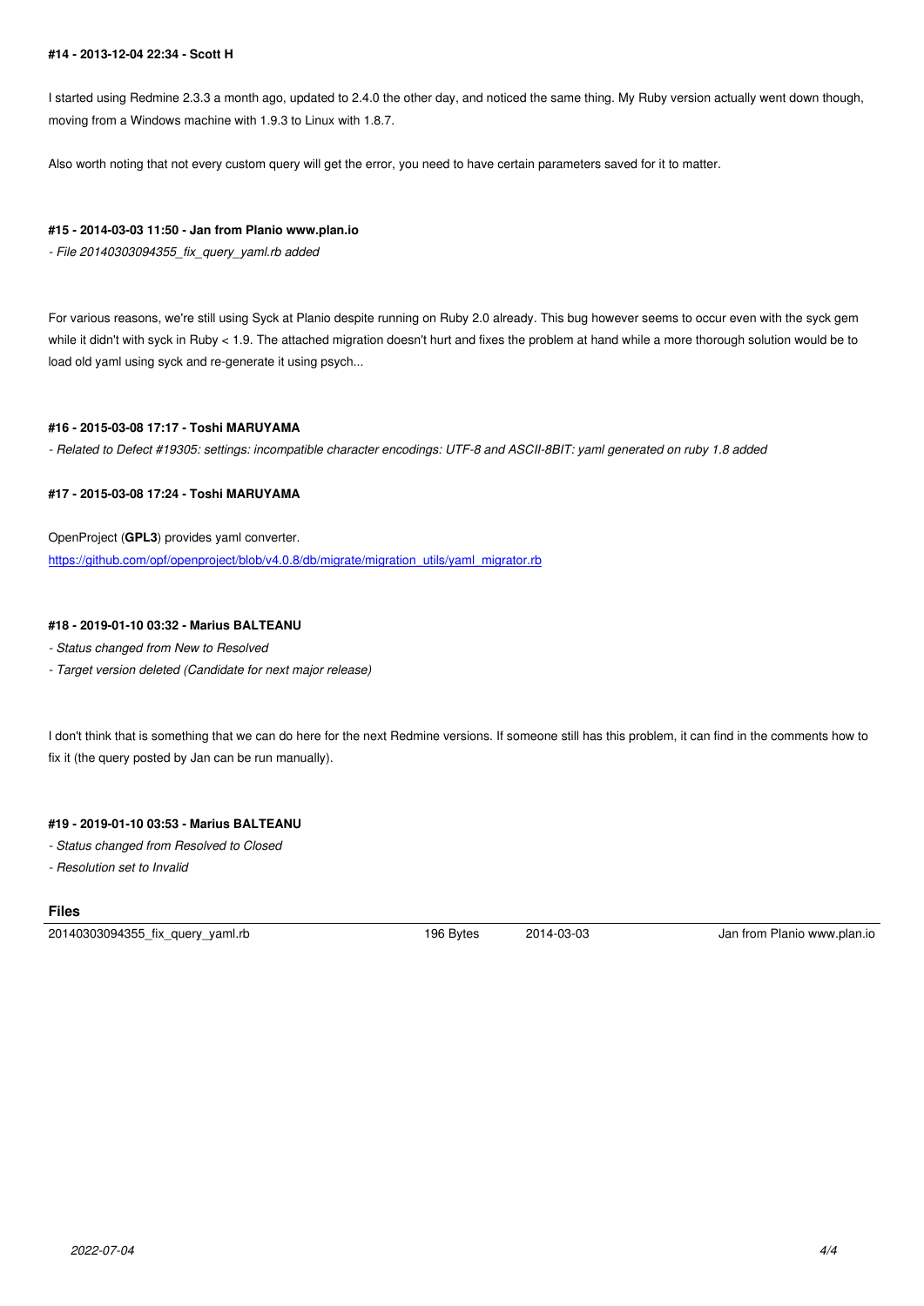#### #14 - 2013-12-04 22:34 - Scott H

I started using Redmine 2.3.3 a month ago, updated to 2.4.0 the other day, and noticed the same thing. My Ruby version actually went down though, moving from a Windows machine with 1.9.3 to Linux with 1.8.7.

Also worth noting that not every custom query will get the error, you need to have certain parameters saved for it to matter.

#### #15 - 2014-03-03 11:50 - Jan from Planio www.plan.io

*- File 20140303094355_fix_query_yaml.rb added*

For various reasons, we're still using Syck at Planio despite running on Ruby 2.0 already. This bug however seems to occur even with the syck gem while it didn't with syck in Ruby < 1.9. The attached migration doesn't hurt and fixes the problem at hand while a more thorough solution would be to load old yaml using syck and re-generate it using psych...

#### #16 - 2015-03-08 17:17 - Toshi MARUYAMA

*- Related to Defect #19305: settings: incompatible character encodings: UTF-8 and ASCII-8BIT: yaml generated on ruby 1.8 added*

#### #17 - 2015-03-08 17:24 - Toshi MARUYAMA

OpenProject (**GPL3**) provides yaml converter.
[https://github.com/opf/openproject/blob/v4.0.8/db/migrate/migration_utils/yaml_migrator.rb](https://github.com/opf/openproject/blob/v4.0.8/db/migrate/migration_utils/yaml_migrator.rb)

#### #18 - 2019-01-10 03:32 - Marius BALTEANU

*- Status changed from New to Resolved*
*- Target version deleted (Candidate for next major release)*

I don't think that is something that we can do here for the next Redmine versions. If someone still has this problem, it can find in the comments how to fix it (the query posted by Jan can be run manually).

#### #19 - 2019-01-10 03:53 - Marius BALTEANU

*- Status changed from Resolved to Closed*
*- Resolution set to Invalid*

### Files

| | | | |
|---|---|---|---|
| 20140303094355_fix_query_yaml.rb | 196 Bytes | 2014-03-03 | Jan from Planio www.plan.io |